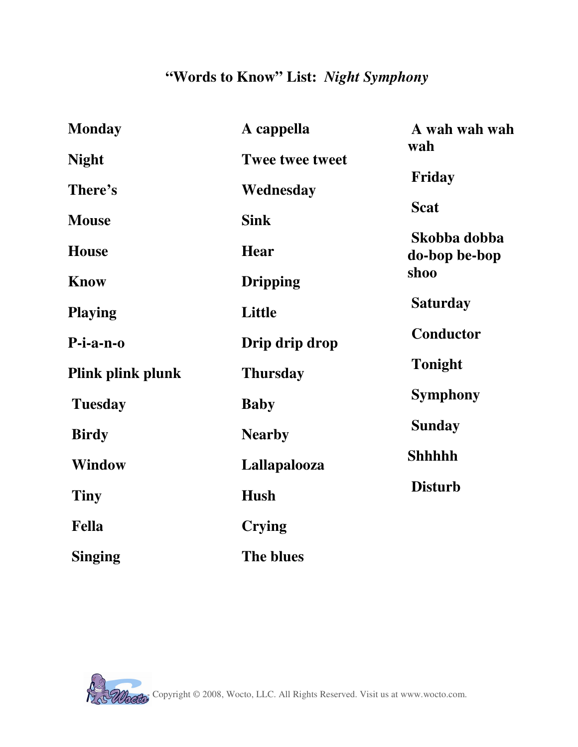# "Words to Know" List: *Night Symphony*

**Monday**

**Night**

**There's**

**Mouse**

**House**

**Know**

**Playing**

**P-i-a-n-o**

**Plink plink plunk**

**Tuesday**

**Birdy**

**Window**

**Tiny**

**Fella**

**Singing**

**A cappella**

**Twee twee tweet**

**Wednesday**

**Sink**

**Hear**

**Dripping**

**Little**

**Drip drip drop**

**Thursday**

**Baby**

**Nearby**

**Lallapalooza**

**Hush**

**Crying**

**The blues**

**A wah wah wah wah**

**Friday**

**Scat**

**Skobba dobba do-bop be-bop shoo**

**Saturday**

**Conductor**

**Tonight**

**Symphony**

**Sunday**

**Shhhhh**

**Disturb**

Copyright © 2008, Wocto, LLC. All Rights Reserved. Visit us at www.wocto.com.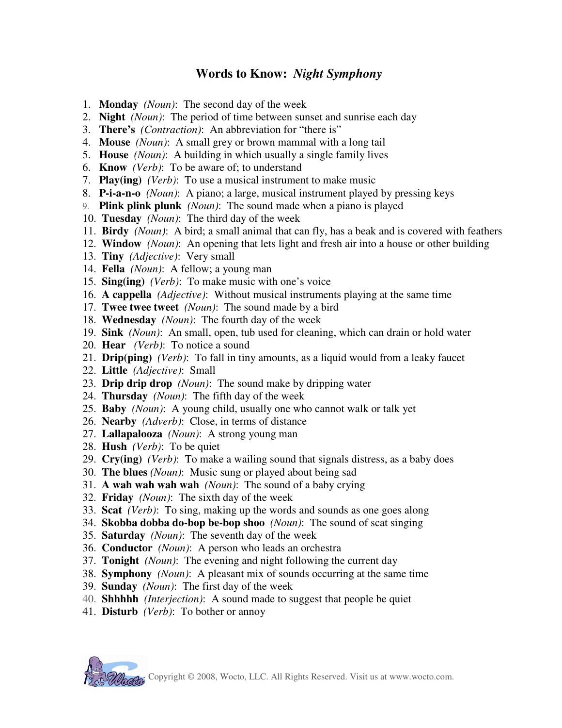## Words to Know: *Night Symphony*

1. **Monday** *(Noun)*: The second day of the week
2. **Night** *(Noun)*: The period of time between sunset and sunrise each day
3. **There's** *(Contraction)*: An abbreviation for "there is"
4. **Mouse** *(Noun)*: A small grey or brown mammal with a long tail
5. **House** *(Noun)*: A building in which usually a single family lives
6. **Know** *(Verb)*: To be aware of; to understand
7. **Play(ing)** *(Verb)*: To use a musical instrument to make music
8. **P-i-a-n-o** *(Noun)*: A piano; a large, musical instrument played by pressing keys
9. **Plink plink plunk** *(Noun)*: The sound made when a piano is played
10. **Tuesday** *(Noun)*: The third day of the week
11. **Birdy** *(Noun)*: A bird; a small animal that can fly, has a beak and is covered with feathers
12. **Window** *(Noun)*: An opening that lets light and fresh air into a house or other building
13. **Tiny** *(Adjective)*: Very small
14. **Fella** *(Noun)*: A fellow; a young man
15. **Sing(ing)** *(Verb)*: To make music with one's voice
16. **A cappella** *(Adjective)*: Without musical instruments playing at the same time
17. **Twee twee tweet** *(Noun)*: The sound made by a bird
18. **Wednesday** *(Noun)*: The fourth day of the week
19. **Sink** *(Noun)*: An small, open, tub used for cleaning, which can drain or hold water
20. **Hear** *(Verb)*: To notice a sound
21. **Drip(ping)** *(Verb)*: To fall in tiny amounts, as a liquid would from a leaky faucet
22. **Little** *(Adjective)*: Small
23. **Drip drip drop** *(Noun)*: The sound make by dripping water
24. **Thursday** *(Noun)*: The fifth day of the week
25. **Baby** *(Noun)*: A young child, usually one who cannot walk or talk yet
26. **Nearby** *(Adverb)*: Close, in terms of distance
27. **Lallapalooza** *(Noun)*: A strong young man
28. **Hush** *(Verb)*: To be quiet
29. **Cry(ing)** *(Verb)*: To make a wailing sound that signals distress, as a baby does
30. **The blues** *(Noun)*: Music sung or played about being sad
31. **A wah wah wah wah** *(Noun)*: The sound of a baby crying
32. **Friday** *(Noun)*: The sixth day of the week
33. **Scat** *(Verb)*: To sing, making up the words and sounds as one goes along
34. **Skobba dobba do-bop be-bop shoo** *(Noun)*: The sound of scat singing
35. **Saturday** *(Noun)*: The seventh day of the week
36. **Conductor** *(Noun)*: A person who leads an orchestra
37. **Tonight** *(Noun)*: The evening and night following the current day
38. **Symphony** *(Noun)*: A pleasant mix of sounds occurring at the same time
39. **Sunday** *(Noun)*: The first day of the week
40. **Shhhhh** *(Interjection)*: A sound made to suggest that people be quiet
41. **Disturb** *(Verb)*: To bother or annoy

Copyright © 2008, Wocto, LLC. All Rights Reserved. Visit us at www.wocto.com.